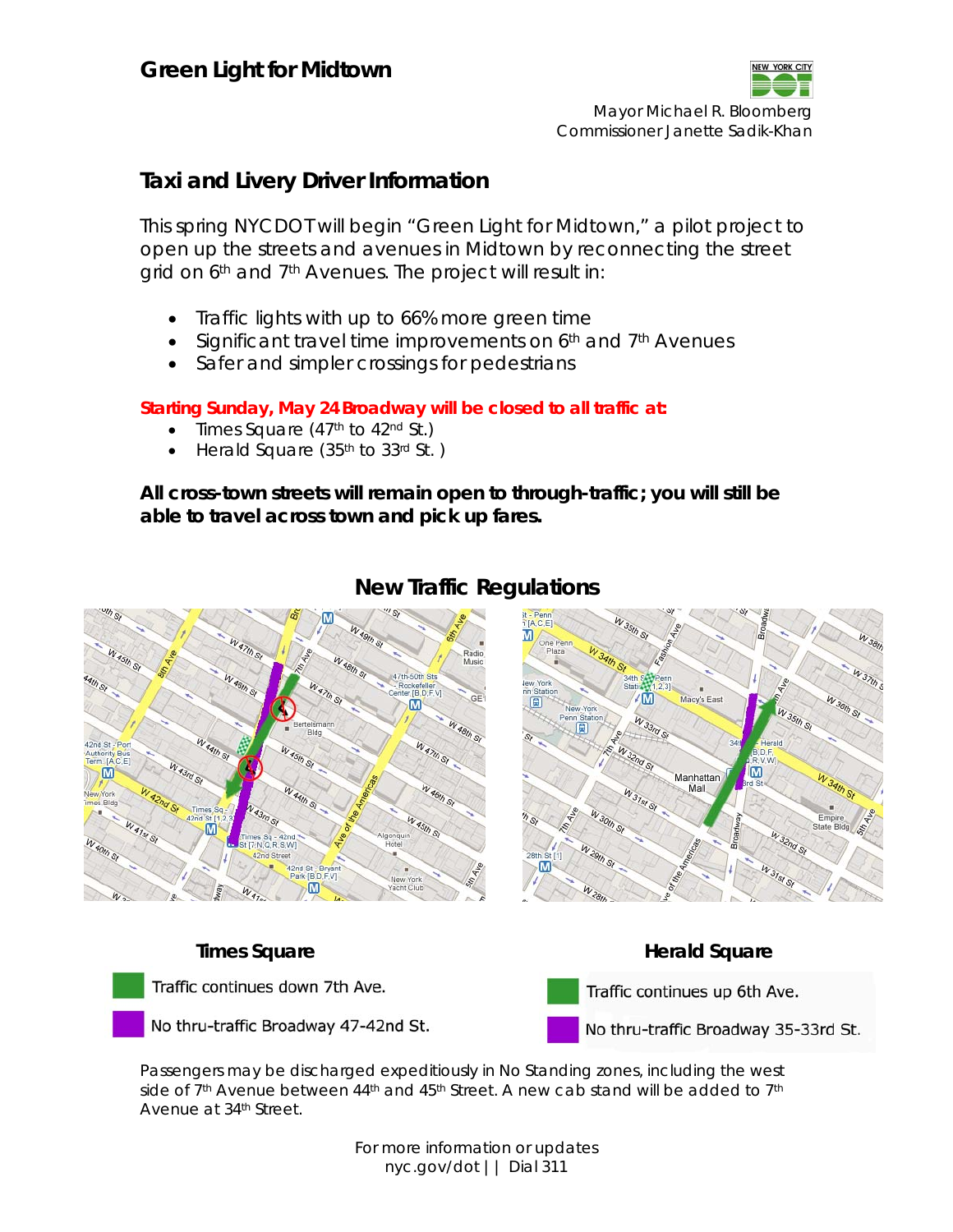# Green Light for Midtown

Mayor Michael R. Bloomberg
Commissioner Janette Sadik-Khan

## Taxi and Livery Driver Information

This spring NYC DOT will begin "Green Light for Midtown," a pilot project to open up the streets and avenues in Midtown by reconnecting the street grid on 6th and 7th Avenues. The project will result in:

- Traffic lights with up to 66% more green time
- Significant travel time improvements on 6th and 7th Avenues
- Safer and simpler crossings for pedestrians

**Starting Sunday, May 24 Broadway will be closed to all traffic at:**

- Times Square (47th to 42nd St.)
- Herald Square (35th to 33rd St. )

**All cross-town streets will remain open to through-traffic; you will still be able to travel across town and pick up fares.**

## New Traffic Regulations

**Times Square**

- Traffic continues down 7th Ave.
- No thru-traffic Broadway 47-42nd St.

**Herald Square**

- Traffic continues up 6th Ave.
- No thru-traffic Broadway 35-33rd St.

Passengers may be discharged expeditiously in No Standing zones, including the west side of 7th Avenue between 44th and 45th Street. A new cab stand will be added to 7th Avenue at 34th Street.

For more information or updates
nyc.gov/dot | | Dial 311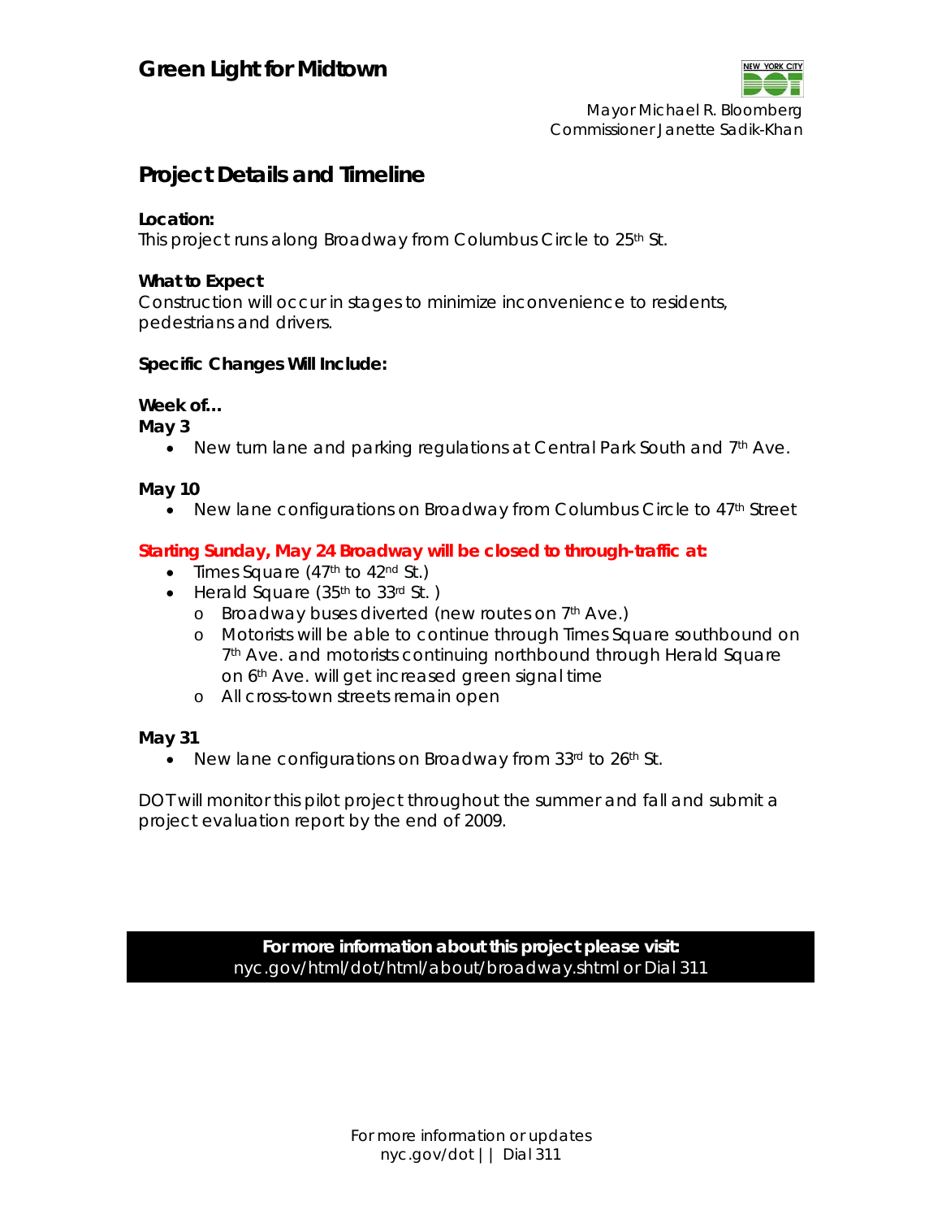# Green Light for Midtown

Mayor Michael R. Bloomberg
Commissioner Janette Sadik-Khan

## Project Details and Timeline

**Location:**
This project runs along Broadway from Columbus Circle to 25th St.

**What to Expect**
Construction will occur in stages to minimize inconvenience to residents, pedestrians and drivers.

**Specific Changes Will Include:**

**Week of…**
**May 3**

- New turn lane and parking regulations at Central Park South and 7th Ave.

**May 10**

- New lane configurations on Broadway from Columbus Circle to 47th Street

**Starting Sunday, May 24 Broadway will be closed to through-traffic at:**

- Times Square (47th to 42nd St.)
- Herald Square (35th to 33rd St. )
  - Broadway buses diverted (new routes on 7th Ave.)
  - Motorists will be able to continue through Times Square southbound on 7th Ave. and motorists continuing northbound through Herald Square on 6th Ave. will get increased green signal time
  - All cross-town streets remain open

**May 31**

- New lane configurations on Broadway from 33rd to 26th St.

DOT will monitor this pilot project throughout the summer and fall and submit a project evaluation report by the end of 2009.

**For more information about this project please visit:**
nyc.gov/html/dot/html/about/broadway.shtml or Dial 311

For more information or updates
nyc.gov/dot || Dial 311